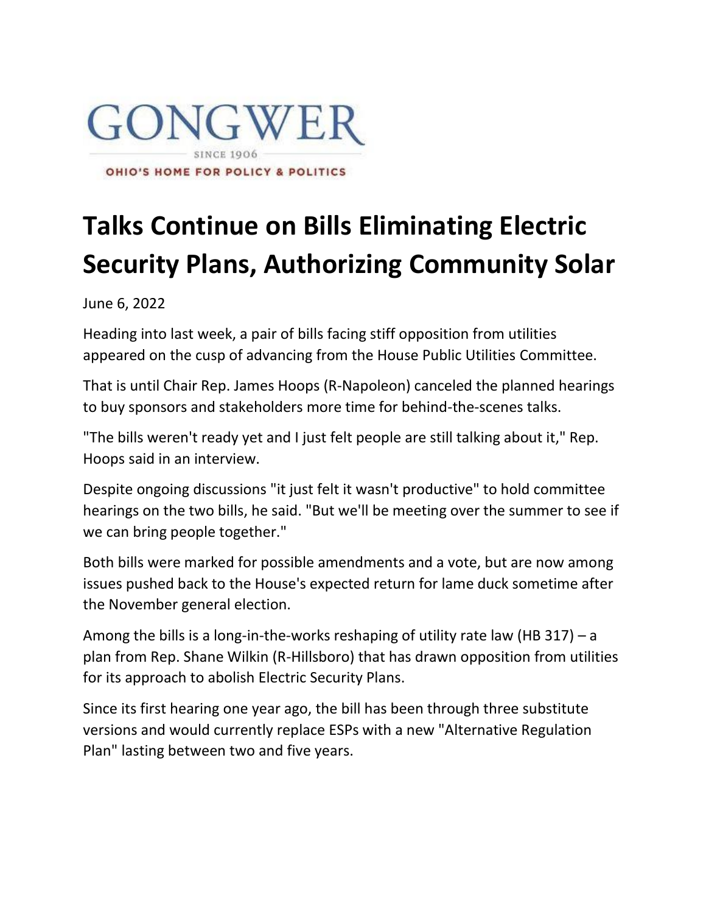GONGWER

SINCE 1906

OHIO'S HOME FOR POLICY & POLITICS

# Talks Continue on Bills Eliminating Electric Security Plans, Authorizing Community Solar

June 6, 2022

Heading into last week, a pair of bills facing stiff opposition from utilities appeared on the cusp of advancing from the House Public Utilities Committee.

That is until Chair Rep. James Hoops (R-Napoleon) canceled the planned hearings to buy sponsors and stakeholders more time for behind-the-scenes talks.

"The bills weren't ready yet and I just felt people are still talking about it," Rep. Hoops said in an interview.

Despite ongoing discussions "it just felt it wasn't productive" to hold committee hearings on the two bills, he said. "But we'll be meeting over the summer to see if we can bring people together."

Both bills were marked for possible amendments and a vote, but are now among issues pushed back to the House's expected return for lame duck sometime after the November general election.

Among the bills is a long-in-the-works reshaping of utility rate law (HB 317) – a plan from Rep. Shane Wilkin (R-Hillsboro) that has drawn opposition from utilities for its approach to abolish Electric Security Plans.

Since its first hearing one year ago, the bill has been through three substitute versions and would currently replace ESPs with a new "Alternative Regulation Plan" lasting between two and five years.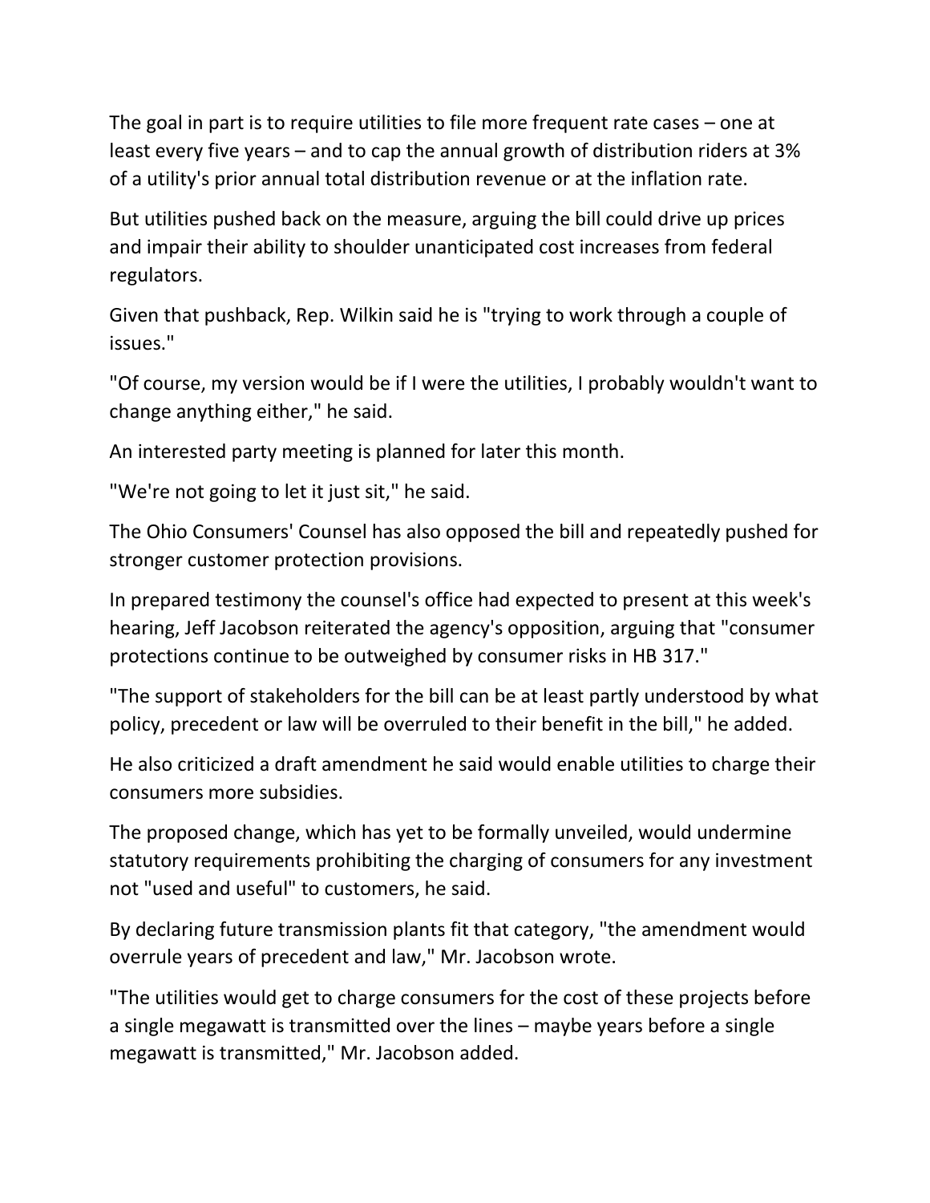The goal in part is to require utilities to file more frequent rate cases – one at least every five years – and to cap the annual growth of distribution riders at 3% of a utility's prior annual total distribution revenue or at the inflation rate.

But utilities pushed back on the measure, arguing the bill could drive up prices and impair their ability to shoulder unanticipated cost increases from federal regulators.

Given that pushback, Rep. Wilkin said he is "trying to work through a couple of issues."

"Of course, my version would be if I were the utilities, I probably wouldn't want to change anything either," he said.

An interested party meeting is planned for later this month.

"We're not going to let it just sit," he said.

The Ohio Consumers' Counsel has also opposed the bill and repeatedly pushed for stronger customer protection provisions.

In prepared testimony the counsel's office had expected to present at this week's hearing, Jeff Jacobson reiterated the agency's opposition, arguing that "consumer protections continue to be outweighed by consumer risks in HB 317."

"The support of stakeholders for the bill can be at least partly understood by what policy, precedent or law will be overruled to their benefit in the bill," he added.

He also criticized a draft amendment he said would enable utilities to charge their consumers more subsidies.

The proposed change, which has yet to be formally unveiled, would undermine statutory requirements prohibiting the charging of consumers for any investment not "used and useful" to customers, he said.

By declaring future transmission plants fit that category, "the amendment would overrule years of precedent and law," Mr. Jacobson wrote.

"The utilities would get to charge consumers for the cost of these projects before a single megawatt is transmitted over the lines – maybe years before a single megawatt is transmitted," Mr. Jacobson added.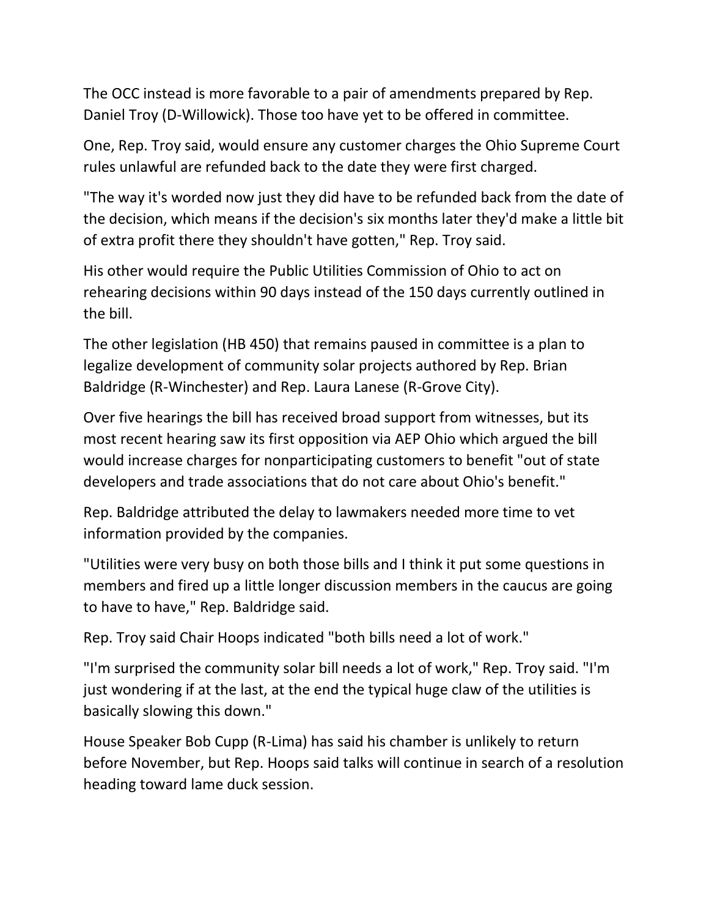The OCC instead is more favorable to a pair of amendments prepared by Rep. Daniel Troy (D-Willowick). Those too have yet to be offered in committee.

One, Rep. Troy said, would ensure any customer charges the Ohio Supreme Court rules unlawful are refunded back to the date they were first charged.

"The way it's worded now just they did have to be refunded back from the date of the decision, which means if the decision's six months later they'd make a little bit of extra profit there they shouldn't have gotten," Rep. Troy said.

His other would require the Public Utilities Commission of Ohio to act on rehearing decisions within 90 days instead of the 150 days currently outlined in the bill.

The other legislation (HB 450) that remains paused in committee is a plan to legalize development of community solar projects authored by Rep. Brian Baldridge (R-Winchester) and Rep. Laura Lanese (R-Grove City).

Over five hearings the bill has received broad support from witnesses, but its most recent hearing saw its first opposition via AEP Ohio which argued the bill would increase charges for nonparticipating customers to benefit "out of state developers and trade associations that do not care about Ohio's benefit."

Rep. Baldridge attributed the delay to lawmakers needed more time to vet information provided by the companies.

"Utilities were very busy on both those bills and I think it put some questions in members and fired up a little longer discussion members in the caucus are going to have to have," Rep. Baldridge said.

Rep. Troy said Chair Hoops indicated "both bills need a lot of work."

"I'm surprised the community solar bill needs a lot of work," Rep. Troy said. "I'm just wondering if at the last, at the end the typical huge claw of the utilities is basically slowing this down."

House Speaker Bob Cupp (R-Lima) has said his chamber is unlikely to return before November, but Rep. Hoops said talks will continue in search of a resolution heading toward lame duck session.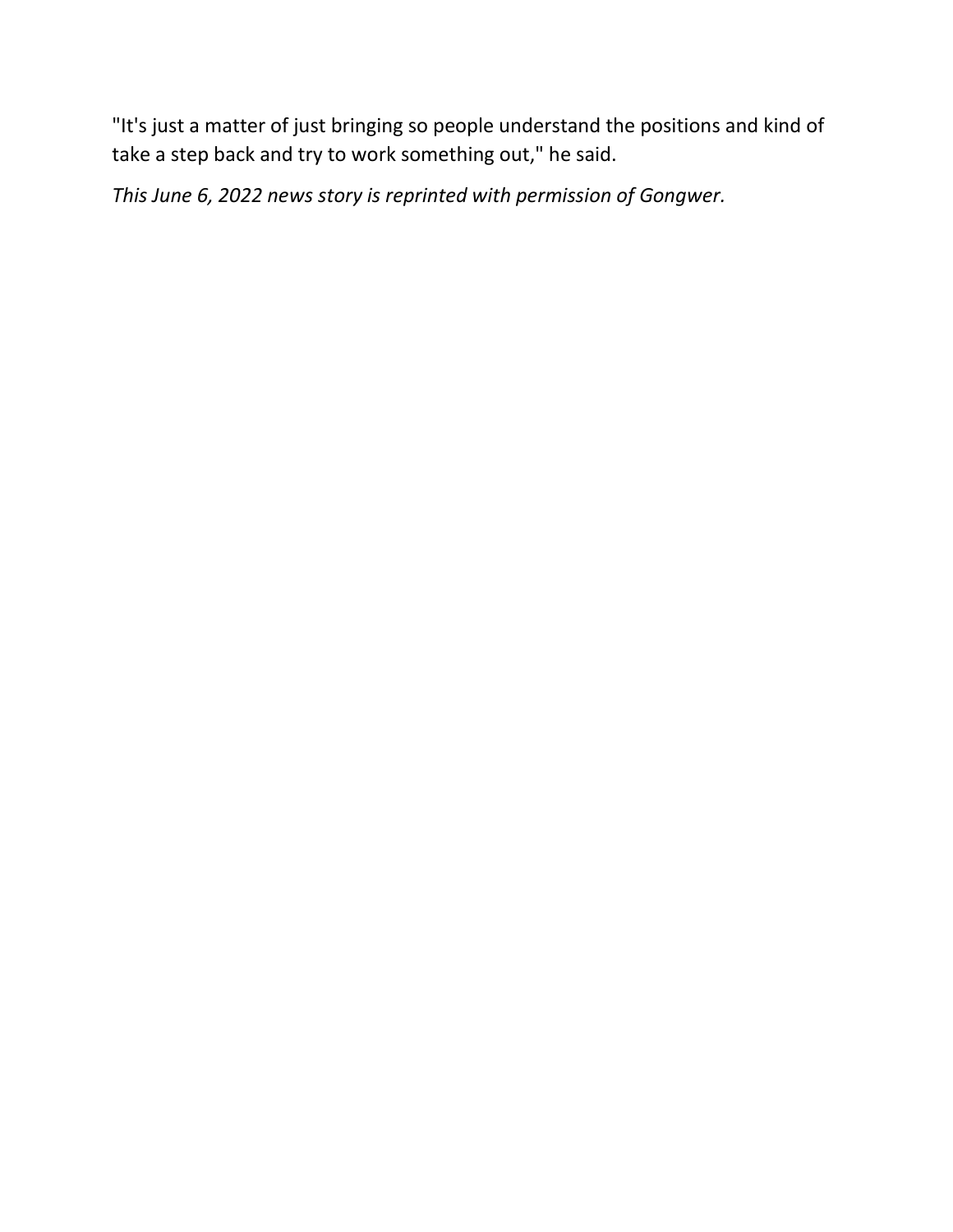"It's just a matter of just bringing so people understand the positions and kind of take a step back and try to work something out," he said.

*This June 6, 2022 news story is reprinted with permission of Gongwer.*